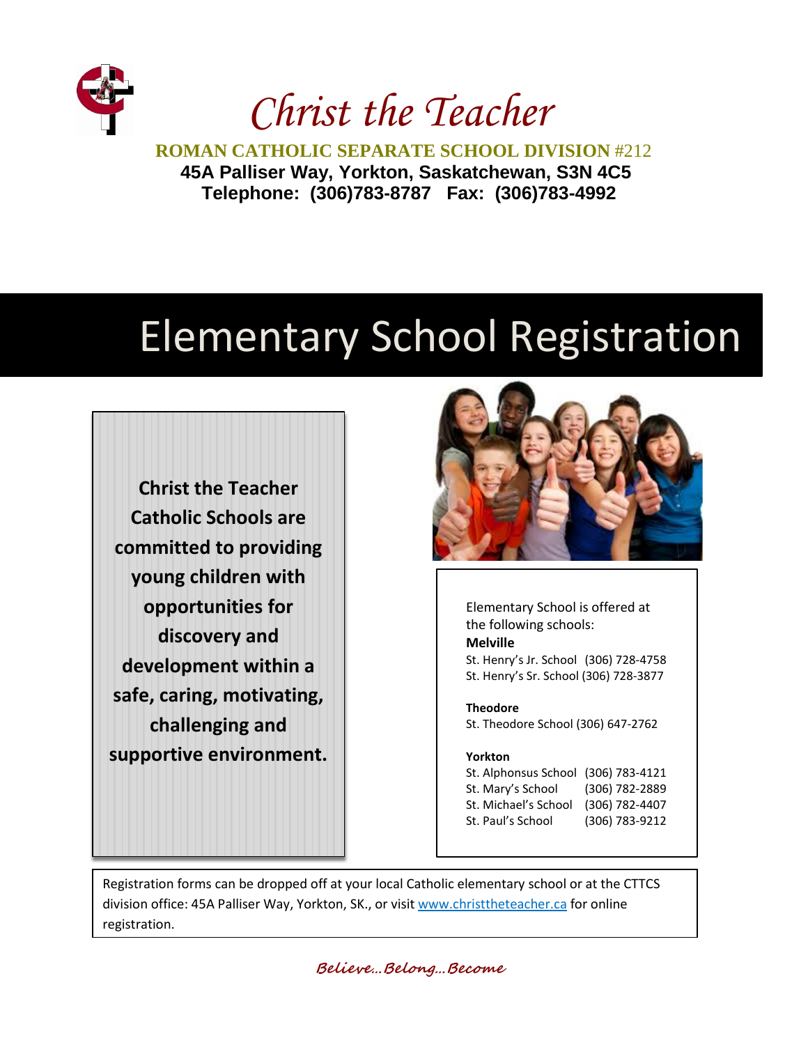# Christ the Teacher

**ROMAN CATHOLIC SEPARATE SCHOOL DIVISION #212**

**45A Palliser Way, Yorkton, Saskatchewan, S3N 4C5**

**Telephone: (306)783-8787 Fax: (306)783-4992**

# Elementary School Registration

**Christ the Teacher Catholic Schools are committed to providing young children with opportunities for discovery and development within a safe, caring, motivating, challenging and supportive environment.**

Elementary School is offered at the following schools:

**Melville**

St. Henry's Jr. School (306) 728-4758
St. Henry's Sr. School (306) 728-3877

**Theodore**

St. Theodore School (306) 647-2762

**Yorkton**

St. Alphonsus School (306) 783-4121
St. Mary's School (306) 782-2889
St. Michael's School (306) 782-4407
St. Paul's School (306) 783-9212

Registration forms can be dropped off at your local Catholic elementary school or at the CTTCS division office: 45A Palliser Way, Yorkton, SK., or visit [www.christtheteacher.ca](http://www.christtheteacher.ca) for online registration.

***Believe…Belong…Become***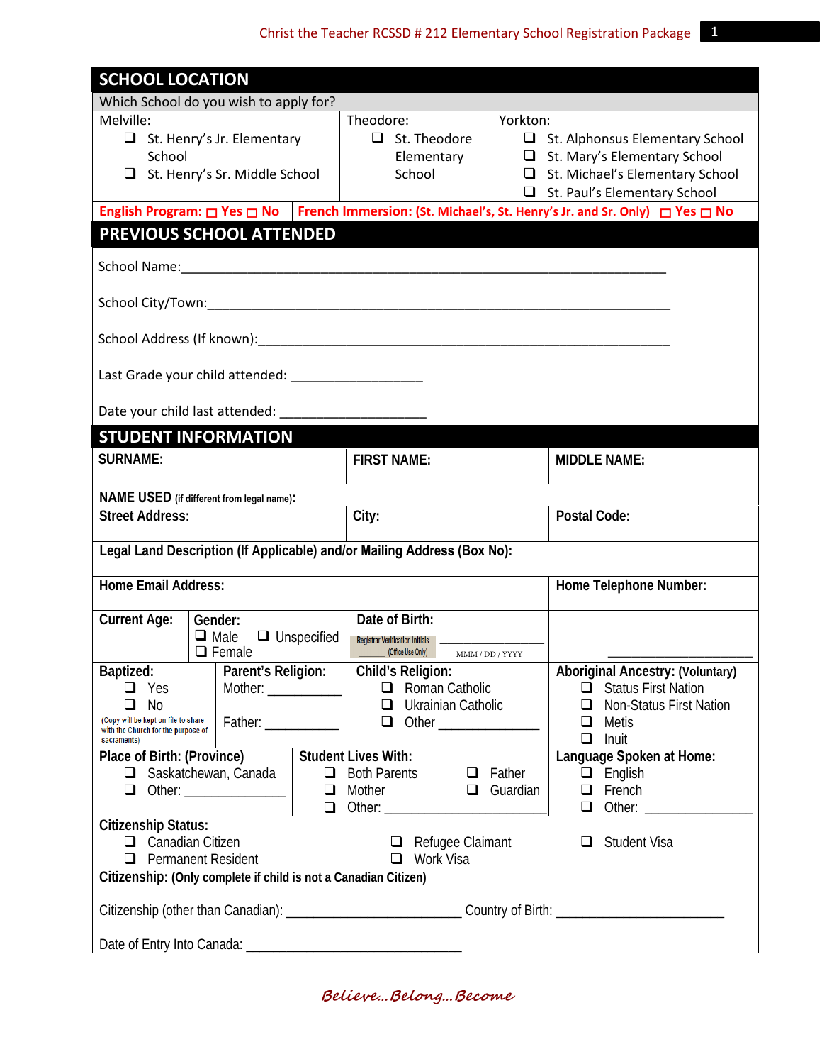## SCHOOL LOCATION

Which School do you wish to apply for?

| Melville: | Theodore: | Yorkton: |
|---|---|---|
| ❑ St. Henry's Jr. Elementary School<br>❑ St. Henry's Sr. Middle School | ❑ St. Theodore Elementary School | ❑ St. Alphonsus Elementary School<br>❑ St. Mary's Elementary School<br>❑ St. Michael's Elementary School<br>❑ St. Paul's Elementary School |

**English Program:** ☐ Yes ☐ No | **French Immersion: (St. Michael's, St. Henry's Jr. and Sr. Only)** ☐ Yes ☐ No

## PREVIOUS SCHOOL ATTENDED

School Name:_______________________________________________________________

School City/Town:___________________________________________________________

School Address (If known):____________________________________________________

Last Grade your child attended: _________________

Date your child last attended: ___________________

## STUDENT INFORMATION

**SURNAME:** | **FIRST NAME:** | **MIDDLE NAME:**

**NAME USED** (if different from legal name):

**Street Address:** | **City:** | **Postal Code:**

**Legal Land Description (If Applicable) and/or Mailing Address (Box No):**

**Home Email Address:** | **Home Telephone Number:**

**Current Age:**

**Gender:** ❑ Male ❑ Unspecified ❑ Female

**Date of Birth:** Registrar Verification Initials (Office Use Only) ______ ______________ MMM / DD / YYYY

_____________________

**Baptized:**
- ❑ Yes
- ❑ No

(Copy will be kept on file to share with the Church for the purpose of sacraments)

**Parent's Religion:**
Mother: __________
Father: __________

**Child's Religion:**
- ❑ Roman Catholic
- ❑ Ukrainian Catholic
- ❑ Other ______________

**Aboriginal Ancestry: (Voluntary)**
- ❑ Status First Nation
- ❑ Non-Status First Nation
- ❑ Metis
- ❑ Inuit

**Place of Birth: (Province)**
- ❑ Saskatchewan, Canada
- ❑ Other: ______________

**Student Lives With:**
- ❑ Both Parents
- ❑ Father
- ❑ Mother
- ❑ Guardian
- ❑ Other: ____________________

**Language Spoken at Home:**
- ❑ English
- ❑ French
- ❑ Other: ________________

**Citizenship Status:**
- ❑ Canadian Citizen
- ❑ Permanent Resident
- ❑ Refugee Claimant
- ❑ Work Visa
- ❑ Student Visa

**Citizenship: (Only complete if child is not a Canadian Citizen)**

Citizenship (other than Canadian): _______________________ Country of Birth: ______________________

Date of Entry Into Canada: ____________________________

*Believe...Belong...Become*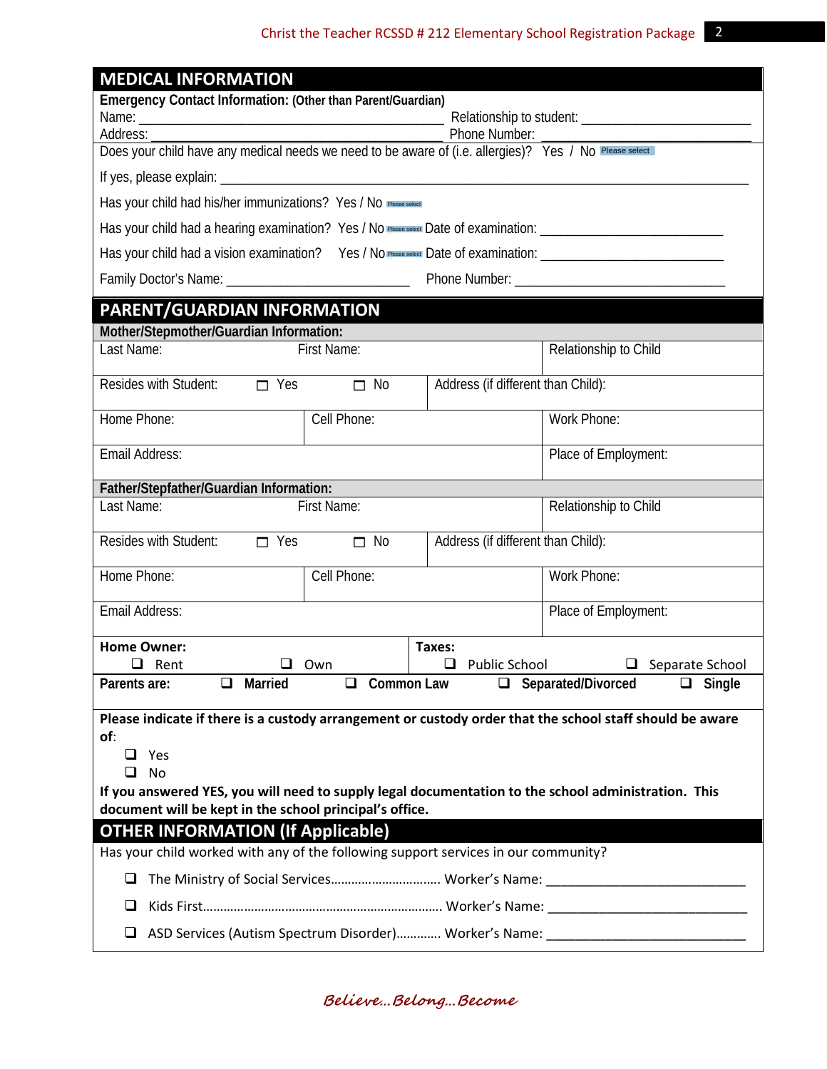## MEDICAL INFORMATION

**Emergency Contact Information: (Other than Parent/Guardian)**

Name: ______________________________ Relationship to student: ______________________

Address: ______________________________ Phone Number: ______________________

Does your child have any medical needs we need to be aware of (i.e. allergies)? Yes / No Please select

If yes, please explain: ______________________________________________________________

Has your child had his/her immunizations? Yes / No Please select

Has your child had a hearing examination? Yes / No Please select Date of examination: ______________________

Has your child had a vision examination? Yes / No Please select Date of examination: ______________________

Family Doctor's Name: ______________________ Phone Number: ______________________

## PARENT/GUARDIAN INFORMATION

**Mother/Stepmother/Guardian Information:**

| Last Name: | First Name: | | Relationship to Child |
|---|---|---|---|
| Resides with Student: ☐ Yes ☐ No | | Address (if different than Child): | |
| Home Phone: | Cell Phone: | | Work Phone: |
| Email Address: | | | Place of Employment: |

**Father/Stepfather/Guardian Information:**

| Last Name: | First Name: | | Relationship to Child |
|---|---|---|---|
| Resides with Student: ☐ Yes ☐ No | | Address (if different than Child): | |
| Home Phone: | Cell Phone: | | Work Phone: |
| Email Address: | | | Place of Employment: |

**Home Owner:** ☐ Rent ☐ Own

**Taxes:** ☐ Public School ☐ Separate School

**Parents are:** ☐ **Married** ☐ **Common Law** ☐ **Separated/Divorced** ☐ **Single**

**Please indicate if there is a custody arrangement or custody order that the school staff should be aware of**:

- ☐ Yes
- ☐ No

**If you answered YES, you will need to supply legal documentation to the school administration. This document will be kept in the school principal's office.**

## OTHER INFORMATION (If Applicable)

Has your child worked with any of the following support services in our community?

- ☐ The Ministry of Social Services............................... Worker's Name: ______________________
- ☐ Kids First.................................................................... Worker's Name: ______________________
- ☐ ASD Services (Autism Spectrum Disorder)............ Worker's Name: ______________________

*Believe...Belong...Become*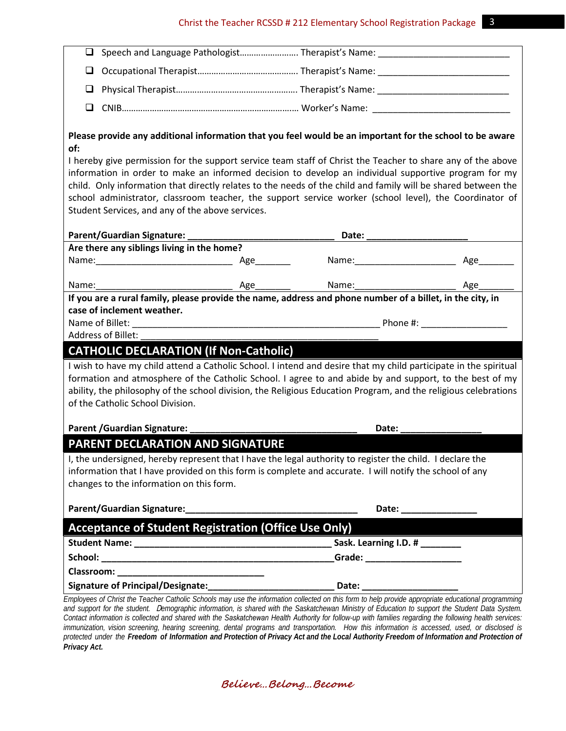- ☐ Speech and Language Pathologist……………………. Therapist's Name: ___________________________
- ☐ Occupational Therapist……………………………………. Therapist's Name: ___________________________
- ☐ Physical Therapist……………………………………………. Therapist's Name: ___________________________
- ☐ CNIB………………………………………………………………… Worker's Name: ____________________________

**Please provide any additional information that you feel would be an important for the school to be aware of:**

I hereby give permission for the support service team staff of Christ the Teacher to share any of the above information in order to make an informed decision to develop an individual supportive program for my child. Only information that directly relates to the needs of the child and family will be shared between the school administrator, classroom teacher, the support service worker (school level), the Coordinator of Student Services, and any of the above services.

**Parent/Guardian Signature:** ______________________________ **Date:** _____________________

**Are there any siblings living in the home?**

Name:___________________________ Age_______ Name:____________________ Age_______

Name:___________________________ Age_______ Name:____________________ Age_______

**If you are a rural family, please provide the name, address and phone number of a billet, in the city, in case of inclement weather.**

Name of Billet: ___________________________________________________ Phone #: _________________

Address of Billet: _________________________________________________

## CATHOLIC DECLARATION (If Non-Catholic)

I wish to have my child attend a Catholic School. I intend and desire that my child participate in the spiritual formation and atmosphere of the Catholic School. I agree to and abide by and support, to the best of my ability, the philosophy of the school division, the Religious Education Program, and the religious celebrations of the Catholic School Division.

**Parent /Guardian Signature:** __________________________________ **Date:** ________________

## PARENT DECLARATION AND SIGNATURE

I, the undersigned, hereby represent that I have the legal authority to register the child. I declare the information that I have provided on this form is complete and accurate. I will notify the school of any changes to the information on this form.

**Parent/Guardian Signature:**__________________________________ **Date:** _______________

## Acceptance of Student Registration (Office Use Only)

**Student Name:** ________________________________________ **Sask. Learning I.D. #** ________

**School:** _____________________________________________**Grade:** ___________________

**Classroom:** ______________________________

**Signature of Principal/Designate:**_________________________ **Date:** ___________________

*Employees of Christ the Teacher Catholic Schools may use the information collected on this form to help provide appropriate educational programming and support for the student. Demographic information, is shared with the Saskatchewan Ministry of Education to support the Student Data System. Contact information is collected and shared with the Saskatchewan Health Authority for follow-up with families regarding the following health services: immunization, vision screening, hearing screening, dental programs and transportation. How this information is accessed, used, or disclosed is protected under the* ***Freedom of Information and Protection of Privacy Act and the Local Authority Freedom of Information and Protection of Privacy Act.***

*Believe…Belong…Become*